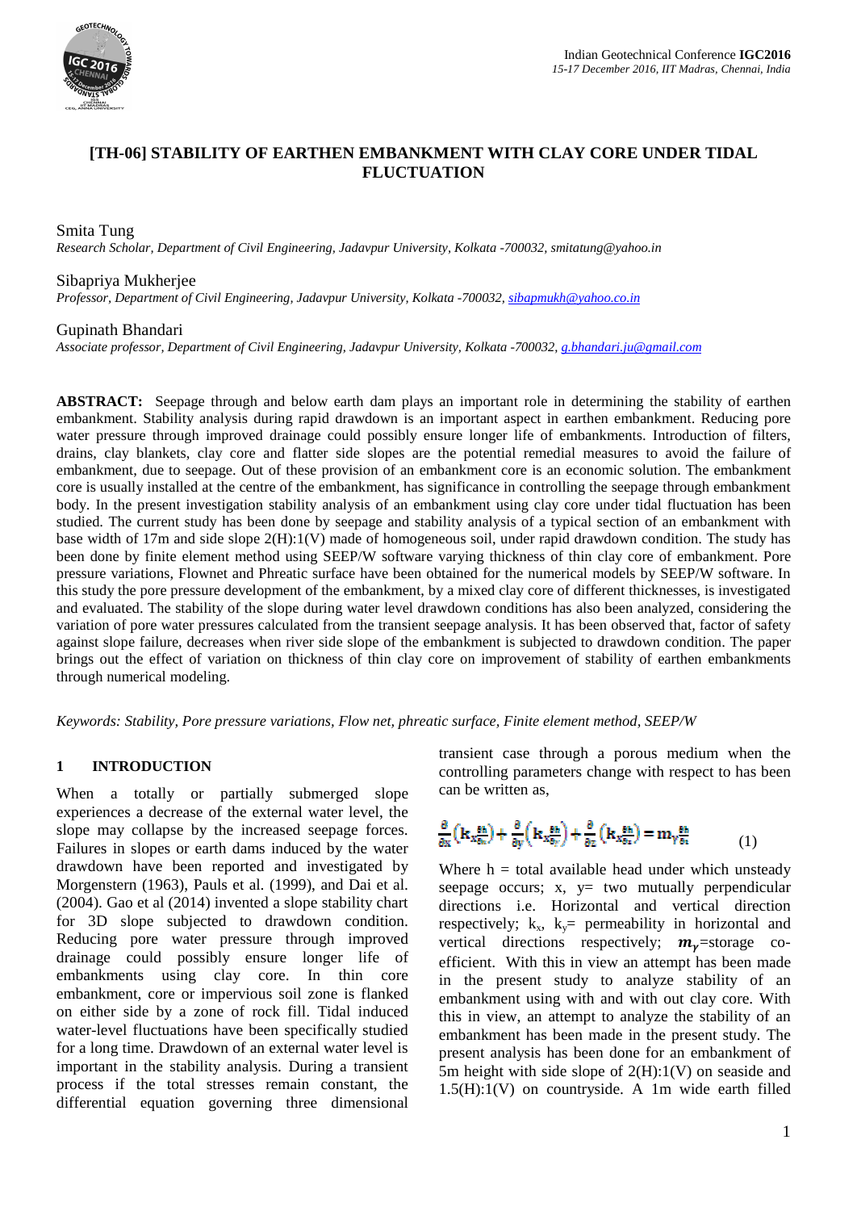# [TH-06] STABILITY OF EARTHEN EMBANKMENT WITH CLAY CORE UNDER TIDAL FLUCTUATION

Smita Tung

*Research Scholar, Department of Civil Engineering, Jadavpur University, Kolkata -700032, smitatung@yahoo.in*

Sibapriya Mukherjee

*Professor, Department of Civil Engineering, Jadavpur University, Kolkata -700032, sibapmukh@yahoo.co.in*

Gupinath Bhandari

*Associate professor, Department of Civil Engineering, Jadavpur University, Kolkata -700032, g.bhandari.ju@gmail.com*

**ABSTRACT:** Seepage through and below earth dam plays an important role in determining the stability of earthen embankment. Stability analysis during rapid drawdown is an important aspect in earthen embankment. Reducing pore water pressure through improved drainage could possibly ensure longer life of embankments. Introduction of filters, drains, clay blankets, clay core and flatter side slopes are the potential remedial measures to avoid the failure of embankment, due to seepage. Out of these provision of an embankment core is an economic solution. The embankment core is usually installed at the centre of the embankment, has significance in controlling the seepage through embankment body. In the present investigation stability analysis of an embankment using clay core under tidal fluctuation has been studied. The current study has been done by seepage and stability analysis of a typical section of an embankment with base width of 17m and side slope 2(H):1(V) made of homogeneous soil, under rapid drawdown condition. The study has been done by finite element method using SEEP/W software varying thickness of thin clay core of embankment. Pore pressure variations, Flownet and Phreatic surface have been obtained for the numerical models by SEEP/W software. In this study the pore pressure development of the embankment, by a mixed clay core of different thicknesses, is investigated and evaluated. The stability of the slope during water level drawdown conditions has also been analyzed, considering the variation of pore water pressures calculated from the transient seepage analysis. It has been observed that, factor of safety against slope failure, decreases when river side slope of the embankment is subjected to drawdown condition. The paper brings out the effect of variation on thickness of thin clay core on improvement of stability of earthen embankments through numerical modeling.

*Keywords: Stability, Pore pressure variations, Flow net, phreatic surface, Finite element method, SEEP/W*

## 1 INTRODUCTION

When a totally or partially submerged slope experiences a decrease of the external water level, the slope may collapse by the increased seepage forces. Failures in slopes or earth dams induced by the water drawdown have been reported and investigated by Morgenstern (1963), Pauls et al. (1999), and Dai et al. (2004). Gao et al (2014) invented a slope stability chart for 3D slope subjected to drawdown condition. Reducing pore water pressure through improved drainage could possibly ensure longer life of embankments using clay core. In thin core embankment, core or impervious soil zone is flanked on either side by a zone of rock fill. Tidal induced water-level fluctuations have been specifically studied for a long time. Drawdown of an external water level is important in the stability analysis. During a transient process if the total stresses remain constant, the differential equation governing three dimensional transient case through a porous medium when the controlling parameters change with respect to has been can be written as,

$$\frac{\partial}{\partial x}\left(k_x\frac{\partial h}{\partial x}\right)+\frac{\partial}{\partial y}\left(k_x\frac{\partial h}{\partial y}\right)+\frac{\partial}{\partial z}\left(k_x\frac{\partial h}{\partial z}\right)=m_\gamma\frac{\partial h}{\partial t} \qquad (1)$$

Where h = total available head under which unsteady seepage occurs; x, y= two mutually perpendicular directions i.e. Horizontal and vertical direction respectively; $k_x$, $k_y$= permeability in horizontal and vertical directions respectively; $m_\gamma$=storage co-efficient. With this in view an attempt has been made in the present study to analyze stability of an embankment using with and with out clay core. With this in view, an attempt to analyze the stability of an embankment has been made in the present study. The present analysis has been done for an embankment of 5m height with side slope of 2(H):1(V) on seaside and 1.5(H):1(V) on countryside. A 1m wide earth filled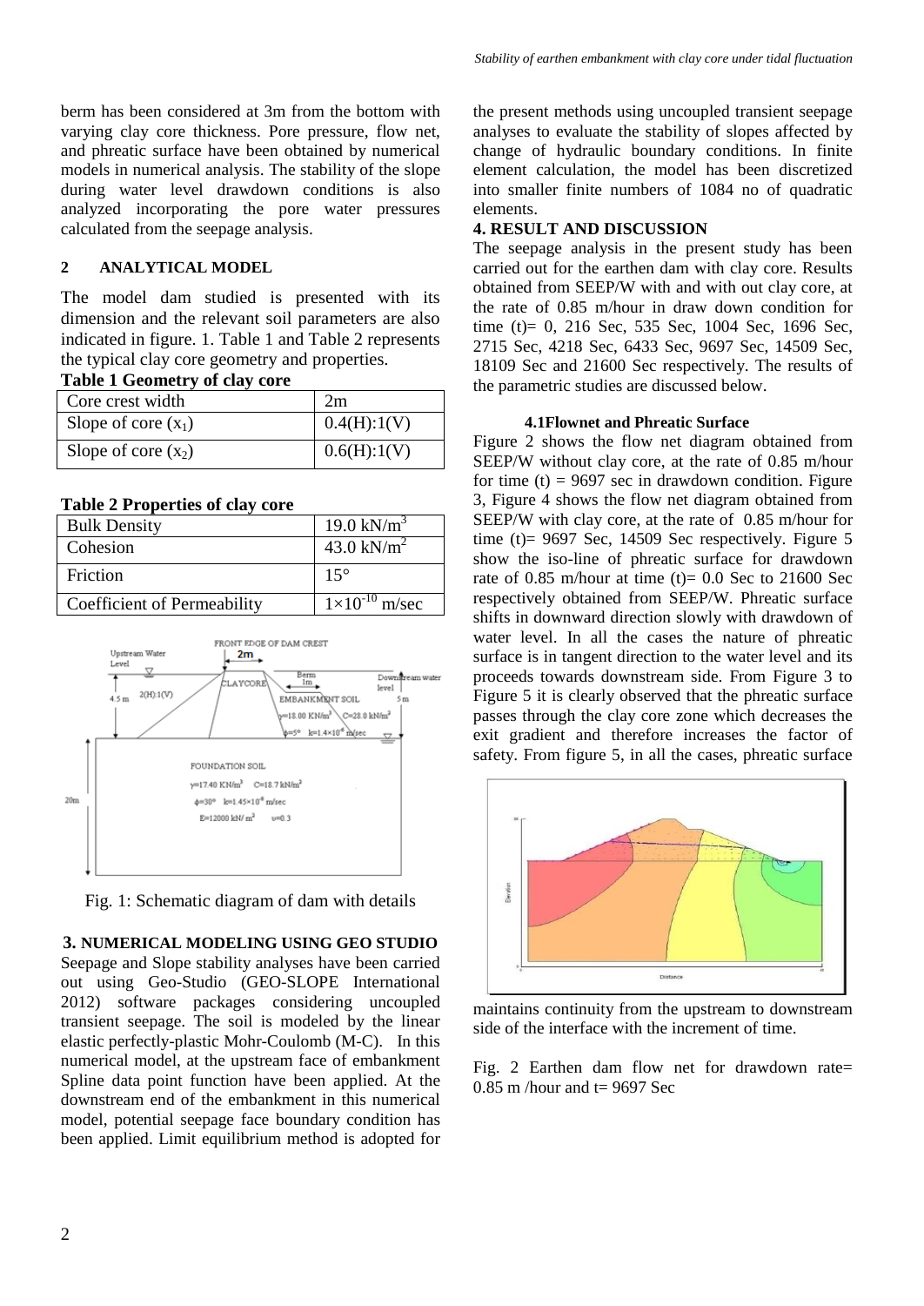berm has been considered at 3m from the bottom with varying clay core thickness. Pore pressure, flow net, and phreatic surface have been obtained by numerical models in numerical analysis. The stability of the slope during water level drawdown conditions is also analyzed incorporating the pore water pressures calculated from the seepage analysis.

## 2 ANALYTICAL MODEL

The model dam studied is presented with its dimension and the relevant soil parameters are also indicated in figure. 1. Table 1 and Table 2 represents the typical clay core geometry and properties.

**Table 1 Geometry of clay core**

| Core crest width | 2m |
|---|---|
| Slope of core ($x_1$) | 0.4(H):1(V) |
| Slope of core ($x_2$) | 0.6(H):1(V) |

**Table 2 Properties of clay core**

| Bulk Density | 19.0 $kN/m^3$ |
|---|---|
| Cohesion | 43.0 $kN/m^2$ |
| Friction | 15° |
| Coefficient of Permeability | $1\times10^{-10}$ m/sec |

Fig. 1: Schematic diagram of dam with details

## 3. NUMERICAL MODELING USING GEO STUDIO

Seepage and Slope stability analyses have been carried out using Geo-Studio (GEO-SLOPE International 2012) software packages considering uncoupled transient seepage. The soil is modeled by the linear elastic perfectly-plastic Mohr-Coulomb (M-C). In this numerical model, at the upstream face of embankment Spline data point function have been applied. At the downstream end of the embankment in this numerical model, potential seepage face boundary condition has been applied. Limit equilibrium method is adopted for the present methods using uncoupled transient seepage analyses to evaluate the stability of slopes affected by change of hydraulic boundary conditions. In finite element calculation, the model has been discretized into smaller finite numbers of 1084 no of quadratic elements.

## 4. RESULT AND DISCUSSION

The seepage analysis in the present study has been carried out for the earthen dam with clay core. Results obtained from SEEP/W with and with out clay core, at the rate of 0.85 m/hour in draw down condition for time (t)= 0, 216 Sec, 535 Sec, 1004 Sec, 1696 Sec, 2715 Sec, 4218 Sec, 6433 Sec, 9697 Sec, 14509 Sec, 18109 Sec and 21600 Sec respectively. The results of the parametric studies are discussed below.

### 4.1 Flownet and Phreatic Surface

Figure 2 shows the flow net diagram obtained from SEEP/W without clay core, at the rate of 0.85 m/hour for time (t) = 9697 sec in drawdown condition. Figure 3, Figure 4 shows the flow net diagram obtained from SEEP/W with clay core, at the rate of 0.85 m/hour for time (t)= 9697 Sec, 14509 Sec respectively. Figure 5 show the iso-line of phreatic surface for drawdown rate of 0.85 m/hour at time (t)= 0.0 Sec to 21600 Sec respectively obtained from SEEP/W. Phreatic surface shifts in downward direction slowly with drawdown of water level. In all the cases the nature of phreatic surface is in tangent direction to the water level and its proceeds towards downstream side. From Figure 3 to Figure 5 it is clearly observed that the phreatic surface passes through the clay core zone which decreases the exit gradient and therefore increases the factor of safety. From figure 5, in all the cases, phreatic surface maintains continuity from the upstream to downstream side of the interface with the increment of time.

Fig. 2 Earthen dam flow net for drawdown rate= 0.85 m /hour and t= 9697 Sec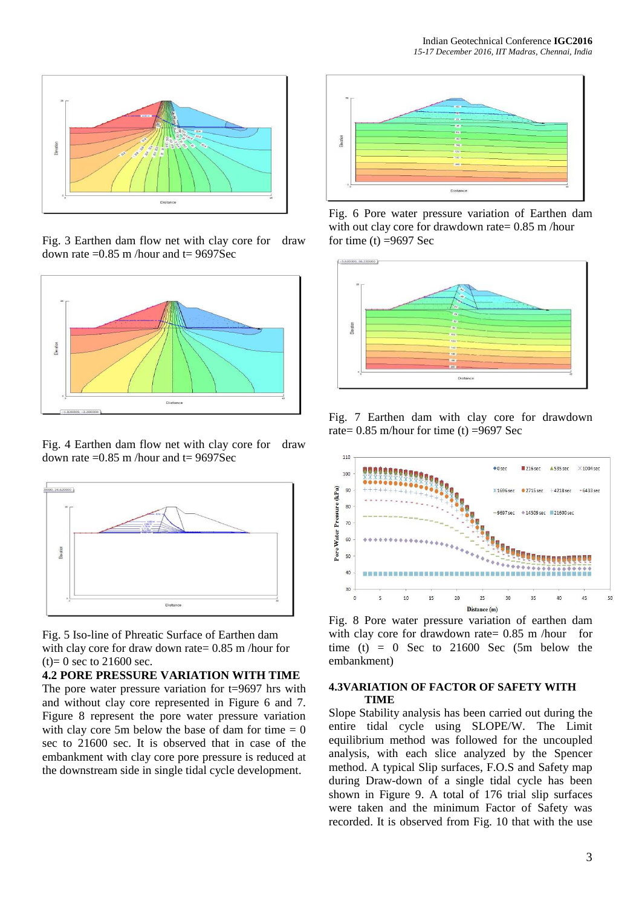Fig. 3 Earthen dam flow net with clay core for draw down rate =0.85 m /hour and t= 9697Sec

Fig. 4 Earthen dam flow net with clay core for draw down rate =0.85 m /hour and t= 9697Sec

Fig. 5 Iso-line of Phreatic Surface of Earthen dam with clay core for draw down rate= 0.85 m /hour for (t)= 0 sec to 21600 sec.

### 4.2 PORE PRESSURE VARIATION WITH TIME

The pore water pressure variation for t=9697 hrs with and without clay core represented in Figure 6 and 7. Figure 8 represent the pore water pressure variation with clay core 5m below the base of dam for time = 0 sec to 21600 sec. It is observed that in case of the embankment with clay core pore pressure is reduced at the downstream side in single tidal cycle development.

Fig. 6 Pore water pressure variation of Earthen dam with out clay core for drawdown rate= 0.85 m /hour for time (t) =9697 Sec

Fig. 7 Earthen dam with clay core for drawdown rate= 0.85 m/hour for time (t) =9697 Sec

Fig. 8 Pore water pressure variation of earthen dam with clay core for drawdown rate= 0.85 m /hour for time (t) = 0 Sec to 21600 Sec (5m below the embankment)

### 4.3VARIATION OF FACTOR OF SAFETY WITH TIME

Slope Stability analysis has been carried out during the entire tidal cycle using SLOPE/W. The Limit equilibrium method was followed for the uncoupled analysis, with each slice analyzed by the Spencer method. A typical Slip surfaces, F.O.S and Safety map during Draw-down of a single tidal cycle has been shown in Figure 9. A total of 176 trial slip surfaces were taken and the minimum Factor of Safety was recorded. It is observed from Fig. 10 that with the use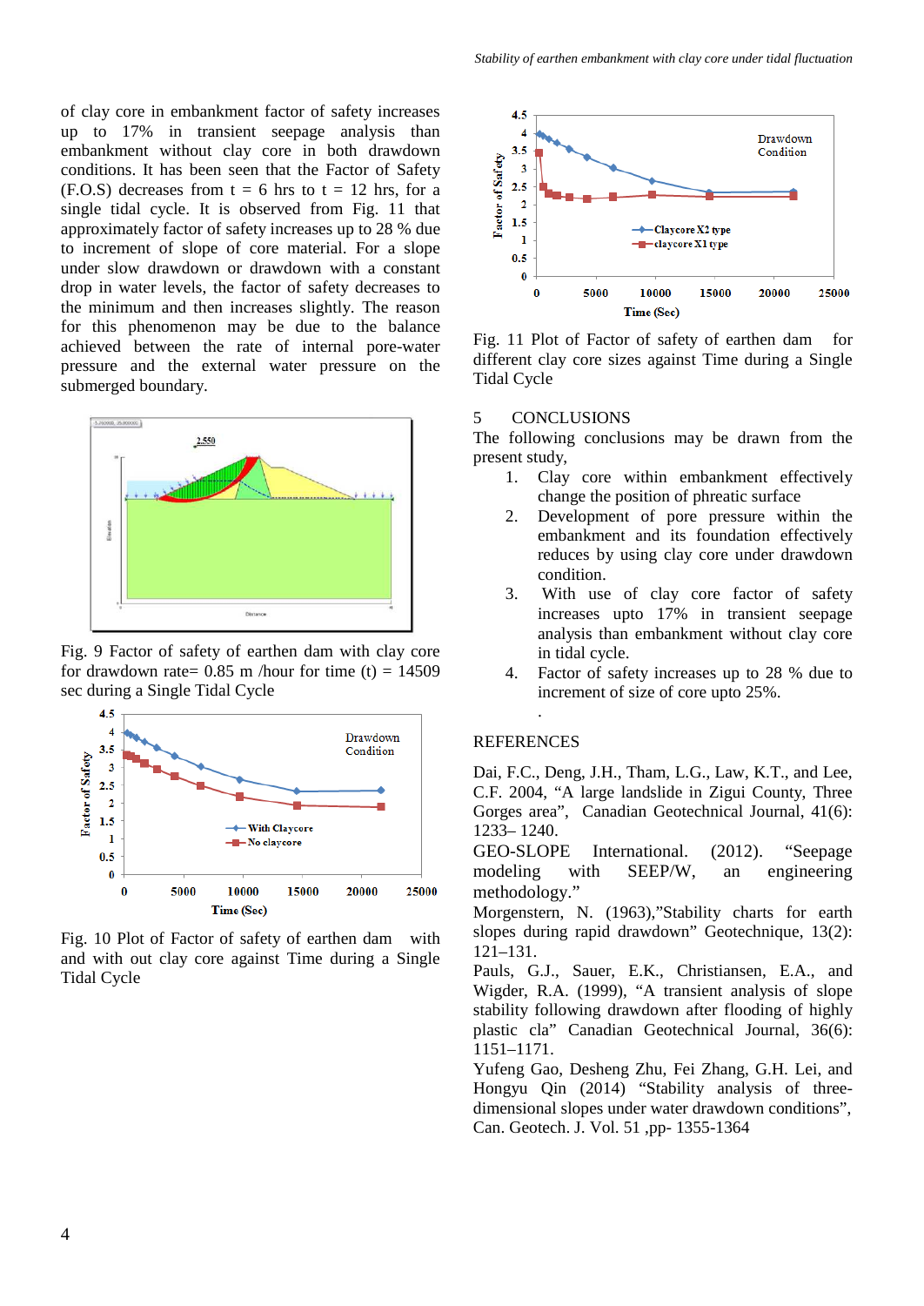of clay core in embankment factor of safety increases up to 17% in transient seepage analysis than embankment without clay core in both drawdown conditions. It has been seen that the Factor of Safety (F.O.S) decreases from t = 6 hrs to t = 12 hrs, for a single tidal cycle. It is observed from Fig. 11 that approximately factor of safety increases up to 28 % due to increment of slope of core material. For a slope under slow drawdown or drawdown with a constant drop in water levels, the factor of safety decreases to the minimum and then increases slightly. The reason for this phenomenon may be due to the balance achieved between the rate of internal pore-water pressure and the external water pressure on the submerged boundary.

2.550

Elevation

Distance

Fig. 9 Factor of safety of earthen dam with clay core for drawdown rate= 0.85 m /hour for time (t) = 14509 sec during a Single Tidal Cycle

Factor of Safety

Time (Sec)

Drawdown Condition

With Claycore

No claycore

0, 0.5, 1, 1.5, 2, 2.5, 3, 3.5, 4, 4.5

0, 5000, 10000, 15000, 20000, 25000

Fig. 10 Plot of Factor of safety of earthen dam with and with out clay core against Time during a Single Tidal Cycle

Factor of Safety

Time (Sec)

Drawdown Condition

Claycore X2 type

claycore X1 type

0, 0.5, 1, 1.5, 2, 2.5, 3, 3.5, 4, 4.5

0, 5000, 10000, 15000, 20000, 25000

Fig. 11 Plot of Factor of safety of earthen dam for different clay core sizes against Time during a Single Tidal Cycle

## 5 CONCLUSIONS

The following conclusions may be drawn from the present study,

1. Clay core within embankment effectively change the position of phreatic surface
2. Development of pore pressure within the embankment and its foundation effectively reduces by using clay core under drawdown condition.
3. With use of clay core factor of safety increases upto 17% in transient seepage analysis than embankment without clay core in tidal cycle.
4. Factor of safety increases up to 28 % due to increment of size of core upto 25%.

.

## REFERENCES

Dai, F.C., Deng, J.H., Tham, L.G., Law, K.T., and Lee, C.F. 2004, "A large landslide in Zigui County, Three Gorges area", Canadian Geotechnical Journal, 41(6): 1233– 1240.

GEO-SLOPE International. (2012). "Seepage modeling with SEEP/W, an engineering methodology."

Morgenstern, N. (1963),"Stability charts for earth slopes during rapid drawdown" Geotechnique, 13(2): 121–131.

Pauls, G.J., Sauer, E.K., Christiansen, E.A., and Wigder, R.A. (1999), "A transient analysis of slope stability following drawdown after flooding of highly plastic cla" Canadian Geotechnical Journal, 36(6): 1151–1171.

Yufeng Gao, Desheng Zhu, Fei Zhang, G.H. Lei, and Hongyu Qin (2014) "Stability analysis of three-dimensional slopes under water drawdown conditions", Can. Geotech. J. Vol. 51 ,pp- 1355-1364